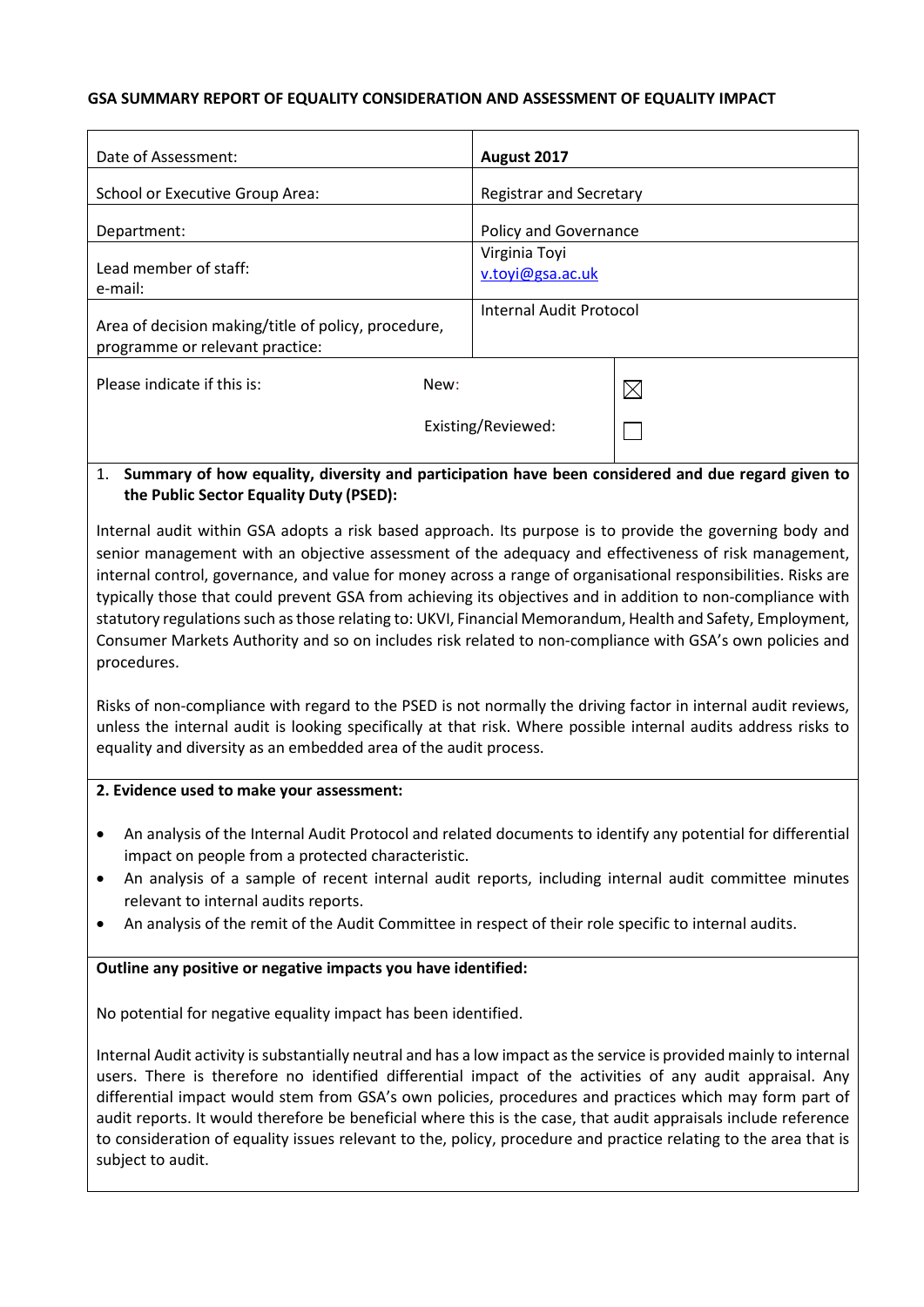**GSA SUMMARY REPORT OF EQUALITY CONSIDERATION AND ASSESSMENT OF EQUALITY IMPACT**

| | | |
|---|---|---|
| Date of Assessment: | **August 2017** | |
| School or Executive Group Area: | Registrar and Secretary | |
| Department: | Policy and Governance | |
| Lead member of staff:<br>e-mail: | Virginia Toyi<br>v.toyi@gsa.ac.uk | |
| Area of decision making/title of policy, procedure, programme or relevant practice: | Internal Audit Protocol | |
| Please indicate if this is: | New: | ☒ |
| | Existing/Reviewed: | ☐ |

1. **Summary of how equality, diversity and participation have been considered and due regard given to the Public Sector Equality Duty (PSED):**

Internal audit within GSA adopts a risk based approach. Its purpose is to provide the governing body and senior management with an objective assessment of the adequacy and effectiveness of risk management, internal control, governance, and value for money across a range of organisational responsibilities. Risks are typically those that could prevent GSA from achieving its objectives and in addition to non-compliance with statutory regulations such as those relating to: UKVI, Financial Memorandum, Health and Safety, Employment, Consumer Markets Authority and so on includes risk related to non-compliance with GSA's own policies and procedures.

Risks of non-compliance with regard to the PSED is not normally the driving factor in internal audit reviews, unless the internal audit is looking specifically at that risk. Where possible internal audits address risks to equality and diversity as an embedded area of the audit process.

**2. Evidence used to make your assessment:**

- An analysis of the Internal Audit Protocol and related documents to identify any potential for differential impact on people from a protected characteristic.
- An analysis of a sample of recent internal audit reports, including internal audit committee minutes relevant to internal audits reports.
- An analysis of the remit of the Audit Committee in respect of their role specific to internal audits.

**Outline any positive or negative impacts you have identified:**

No potential for negative equality impact has been identified.

Internal Audit activity is substantially neutral and has a low impact as the service is provided mainly to internal users. There is therefore no identified differential impact of the activities of any audit appraisal. Any differential impact would stem from GSA's own policies, procedures and practices which may form part of audit reports. It would therefore be beneficial where this is the case, that audit appraisals include reference to consideration of equality issues relevant to the, policy, procedure and practice relating to the area that is subject to audit.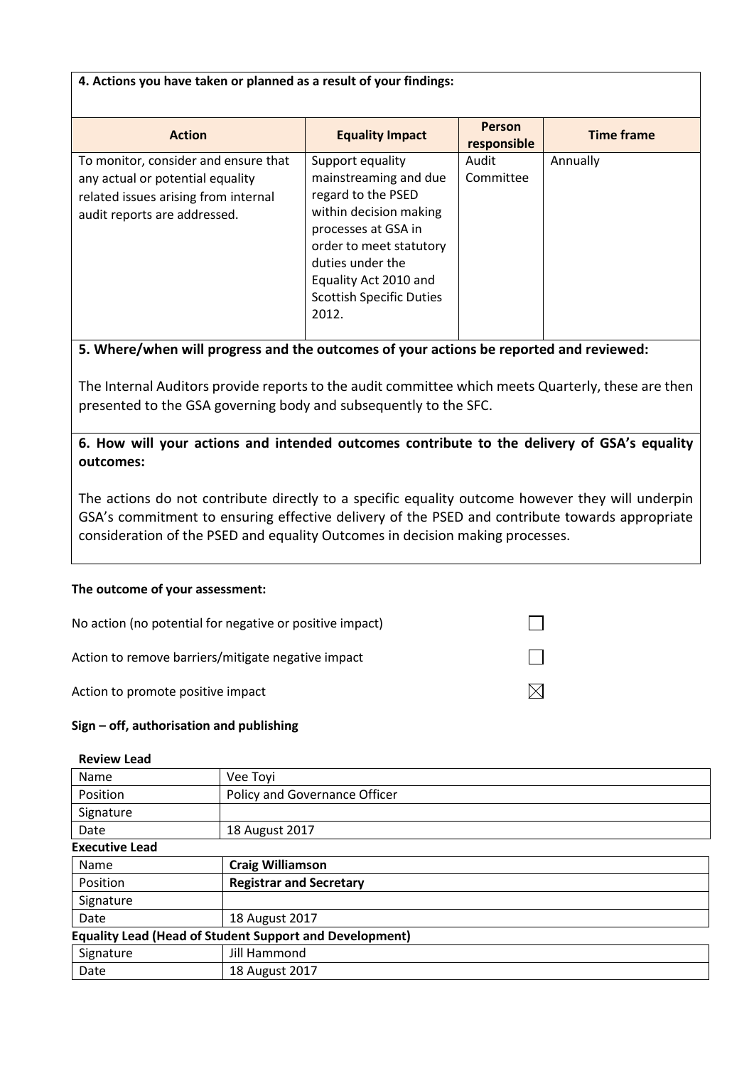**4. Actions you have taken or planned as a result of your findings:**

| Action | Equality Impact | Person responsible | Time frame |
|---|---|---|---|
| To monitor, consider and ensure that any actual or potential equality related issues arising from internal audit reports are addressed. | Support equality mainstreaming and due regard to the PSED within decision making processes at GSA in order to meet statutory duties under the Equality Act 2010 and Scottish Specific Duties 2012. | Audit Committee | Annually |

**5. Where/when will progress and the outcomes of your actions be reported and reviewed:**

The Internal Auditors provide reports to the audit committee which meets Quarterly, these are then presented to the GSA governing body and subsequently to the SFC.

**6. How will your actions and intended outcomes contribute to the delivery of GSA's equality outcomes:**

The actions do not contribute directly to a specific equality outcome however they will underpin GSA's commitment to ensuring effective delivery of the PSED and contribute towards appropriate consideration of the PSED and equality Outcomes in decision making processes.

**The outcome of your assessment:**

No action (no potential for negative or positive impact) ☐

Action to remove barriers/mitigate negative impact ☐

Action to promote positive impact ☒

**Sign – off, authorisation and publishing**

**Review Lead**

| | |
|---|---|
| Name | Vee Toyi |
| Position | Policy and Governance Officer |
| Signature | |
| Date | 18 August 2017 |

**Executive Lead**

| | |
|---|---|
| Name | **Craig Williamson** |
| Position | **Registrar and Secretary** |
| Signature | |
| Date | 18 August 2017 |

**Equality Lead (Head of Student Support and Development)**

| | |
|---|---|
| Signature | Jill Hammond |
| Date | 18 August 2017 |